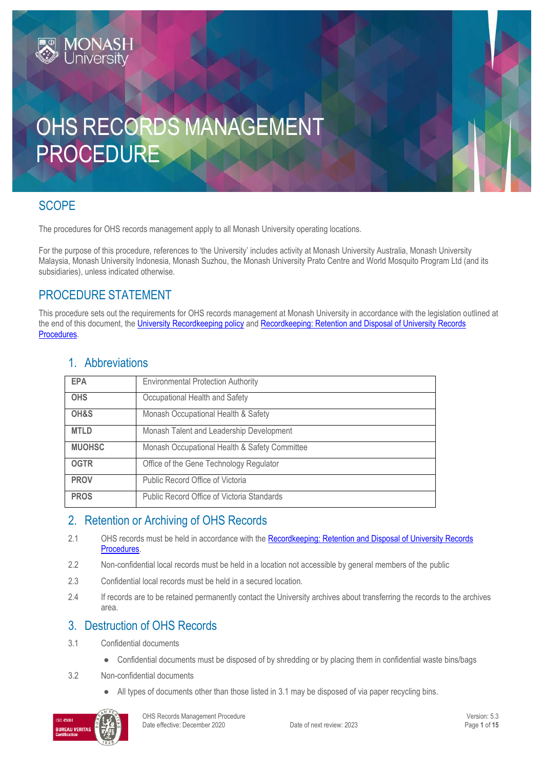# OHS RECORDS MANAGEMENT PROCEDURE

## SCOPE

The procedures for OHS records management apply to all Monash University operating locations.

For the purpose of this procedure, references to 'the University' includes activity at Monash University Australia, Monash University Malaysia, Monash University Indonesia, Monash Suzhou, the Monash University Prato Centre and World Mosquito Program Ltd (and its subsidiaries), unless indicated otherwise.

## PROCEDURE STATEMENT

This procedure sets out the requirements for OHS records management at Monash University in accordance with the legislation outlined at the end of this document, the University Recordkeeping policy and Recordkeeping: Retention and Disposal of University Records Procedures.

### 1. Abbreviations

| | |
|---|---|
| **EPA** | Environmental Protection Authority |
| **OHS** | Occupational Health and Safety |
| **OH&S** | Monash Occupational Health & Safety |
| **MTLD** | Monash Talent and Leadership Development |
| **MUOHSC** | Monash Occupational Health & Safety Committee |
| **OGTR** | Office of the Gene Technology Regulator |
| **PROV** | Public Record Office of Victoria |
| **PROS** | Public Record Office of Victoria Standards |

### 2. Retention or Archiving of OHS Records

2.1 OHS records must be held in accordance with the Recordkeeping: Retention and Disposal of University Records Procedures.

2.2 Non-confidential local records must be held in a location not accessible by general members of the public

2.3 Confidential local records must be held in a secured location.

2.4 If records are to be retained permanently contact the University archives about transferring the records to the archives area.

### 3. Destruction of OHS Records

3.1 Confidential documents

- Confidential documents must be disposed of by shredding or by placing them in confidential waste bins/bags

3.2 Non-confidential documents

- All types of documents other than those listed in 3.1 may be disposed of via paper recycling bins.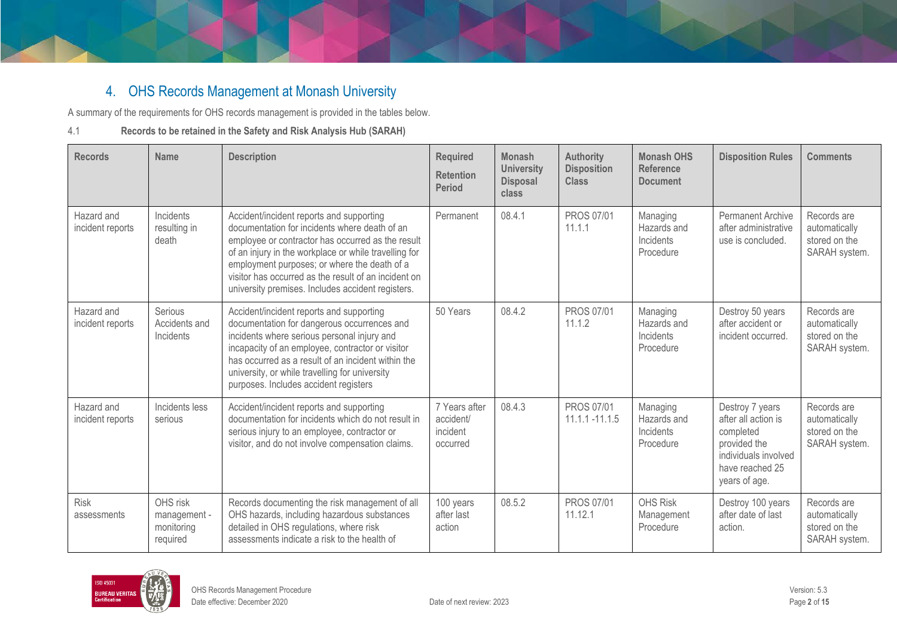## 4. OHS Records Management at Monash University

A summary of the requirements for OHS records management is provided in the tables below.

### 4.1 Records to be retained in the Safety and Risk Analysis Hub (SARAH)

| Records | Name | Description | Required Retention Period | Monash University Disposal class | Authority Disposition Class | Monash OHS Reference Document | Disposition Rules | Comments |
|---|---|---|---|---|---|---|---|---|
| Hazard and incident reports | Incidents resulting in death | Accident/incident reports and supporting documentation for incidents where death of an employee or contractor has occurred as the result of an injury in the workplace or while travelling for employment purposes; or where the death of a visitor has occurred as the result of an incident on university premises. Includes accident registers. | Permanent | 08.4.1 | PROS 07/01 11.1.1 | Managing Hazards and Incidents Procedure | Permanent Archive after administrative use is concluded. | Records are automatically stored on the SARAH system. |
| Hazard and incident reports | Serious Accidents and Incidents | Accident/incident reports and supporting documentation for dangerous occurrences and incidents where serious personal injury and incapacity of an employee, contractor or visitor has occurred as a result of an incident within the university, or while travelling for university purposes. Includes accident registers | 50 Years | 08.4.2 | PROS 07/01 11.1.2 | Managing Hazards and Incidents Procedure | Destroy 50 years after accident or incident occurred. | Records are automatically stored on the SARAH system. |
| Hazard and incident reports | Incidents less serious | Accident/incident reports and supporting documentation for incidents which do not result in serious injury to an employee, contractor or visitor, and do not involve compensation claims. | 7 Years after accident/ incident occurred | 08.4.3 | PROS 07/01 11.1.1 -11.1.5 | Managing Hazards and Incidents Procedure | Destroy 7 years after all action is completed provided the individuals involved have reached 25 years of age. | Records are automatically stored on the SARAH system. |
| Risk assessments | OHS risk management - monitoring required | Records documenting the risk management of all OHS hazards, including hazardous substances detailed in OHS regulations, where risk assessments indicate a risk to the health of | 100 years after last action | 08.5.2 | PROS 07/01 11.12.1 | OHS Risk Management Procedure | Destroy 100 years after date of last action. | Records are automatically stored on the SARAH system. |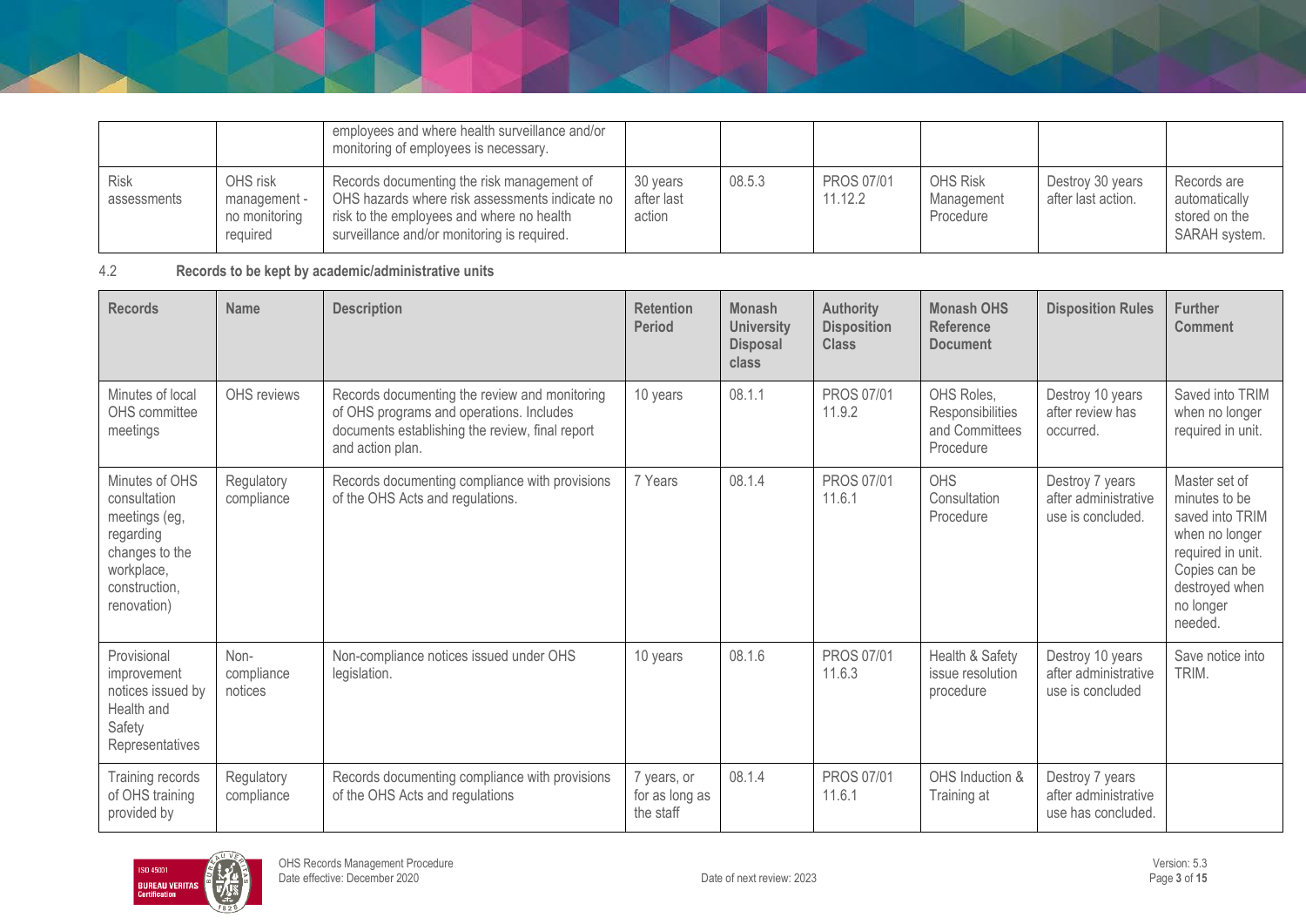| | | employees and where health surveillance and/or monitoring of employees is necessary. | | | | | | |
|---|---|---|---|---|---|---|---|---|
| Risk assessments | OHS risk management - no monitoring required | Records documenting the risk management of OHS hazards where risk assessments indicate no risk to the employees and where no health surveillance and/or monitoring is required. | 30 years after last action | 08.5.3 | PROS 07/01 11.12.2 | OHS Risk Management Procedure | Destroy 30 years after last action. | Records are automatically stored on the SARAH system. |

4.2 **Records to be kept by academic/administrative units**

| Records | Name | Description | Retention Period | Monash University Disposal class | Authority Disposition Class | Monash OHS Reference Document | Disposition Rules | Further Comment |
|---|---|---|---|---|---|---|---|---|
| Minutes of local OHS committee meetings | OHS reviews | Records documenting the review and monitoring of OHS programs and operations. Includes documents establishing the review, final report and action plan. | 10 years | 08.1.1 | PROS 07/01 11.9.2 | OHS Roles, Responsibilities and Committees Procedure | Destroy 10 years after review has occurred. | Saved into TRIM when no longer required in unit. |
| Minutes of OHS consultation meetings (eg, regarding changes to the workplace, construction, renovation) | Regulatory compliance | Records documenting compliance with provisions of the OHS Acts and regulations. | 7 Years | 08.1.4 | PROS 07/01 11.6.1 | OHS Consultation Procedure | Destroy 7 years after administrative use is concluded. | Master set of minutes to be saved into TRIM when no longer required in unit. Copies can be destroyed when no longer needed. |
| Provisional improvement notices issued by Health and Safety Representatives | Non-compliance notices | Non-compliance notices issued under OHS legislation. | 10 years | 08.1.6 | PROS 07/01 11.6.3 | Health & Safety issue resolution procedure | Destroy 10 years after administrative use is concluded | Save notice into TRIM. |
| Training records of OHS training provided by | Regulatory compliance | Records documenting compliance with provisions of the OHS Acts and regulations | 7 years, or for as long as the staff | 08.1.4 | PROS 07/01 11.6.1 | OHS Induction & Training at | Destroy 7 years after administrative use has concluded. | |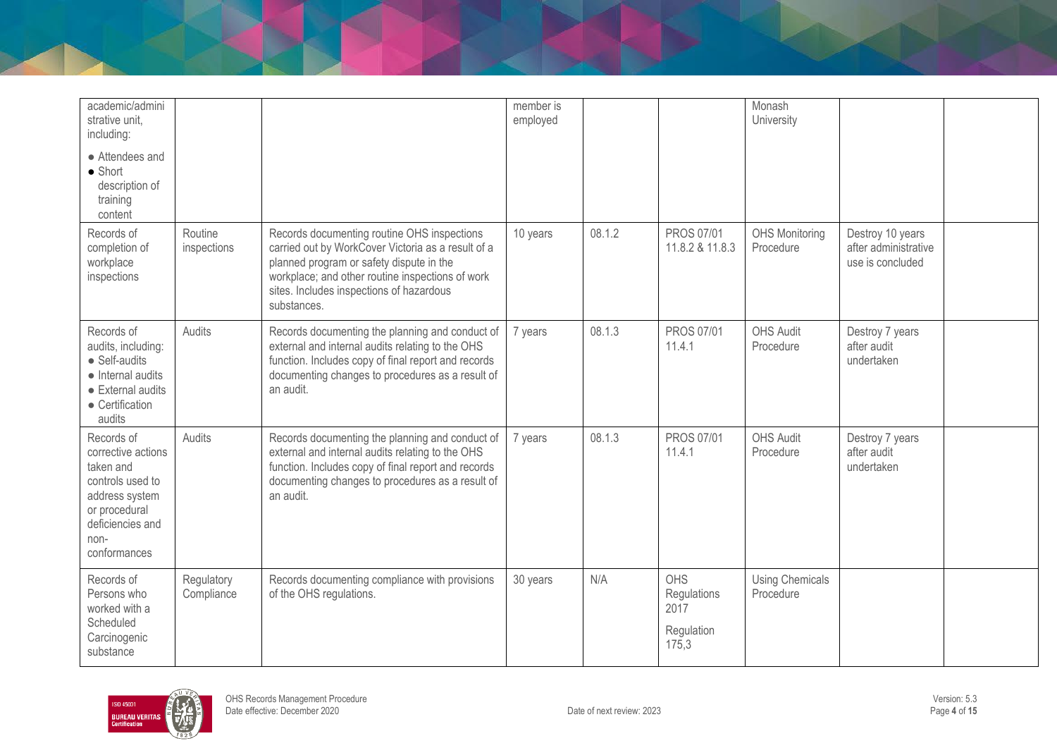| academic/administrative unit, including:<br>● Attendees and<br>● Short description of training content | | | member is employed | | | Monash University | | |
|---|---|---|---|---|---|---|---|---|
| Records of completion of workplace inspections | Routine inspections | Records documenting routine OHS inspections carried out by WorkCover Victoria as a result of a planned program or safety dispute in the workplace; and other routine inspections of work sites. Includes inspections of hazardous substances. | 10 years | 08.1.2 | PROS 07/01 11.8.2 & 11.8.3 | OHS Monitoring Procedure | Destroy 10 years after administrative use is concluded | |
| Records of audits, including:<br>● Self-audits<br>● Internal audits<br>● External audits<br>● Certification audits | Audits | Records documenting the planning and conduct of external and internal audits relating to the OHS function. Includes copy of final report and records documenting changes to procedures as a result of an audit. | 7 years | 08.1.3 | PROS 07/01 11.4.1 | OHS Audit Procedure | Destroy 7 years after audit undertaken | |
| Records of corrective actions taken and controls used to address system or procedural deficiencies and non-conformances | Audits | Records documenting the planning and conduct of external and internal audits relating to the OHS function. Includes copy of final report and records documenting changes to procedures as a result of an audit. | 7 years | 08.1.3 | PROS 07/01 11.4.1 | OHS Audit Procedure | Destroy 7 years after audit undertaken | |
| Records of Persons who worked with a Scheduled Carcinogenic substance | Regulatory Compliance | Records documenting compliance with provisions of the OHS regulations. | 30 years | N/A | OHS Regulations 2017<br>Regulation 175,3 | Using Chemicals Procedure | | |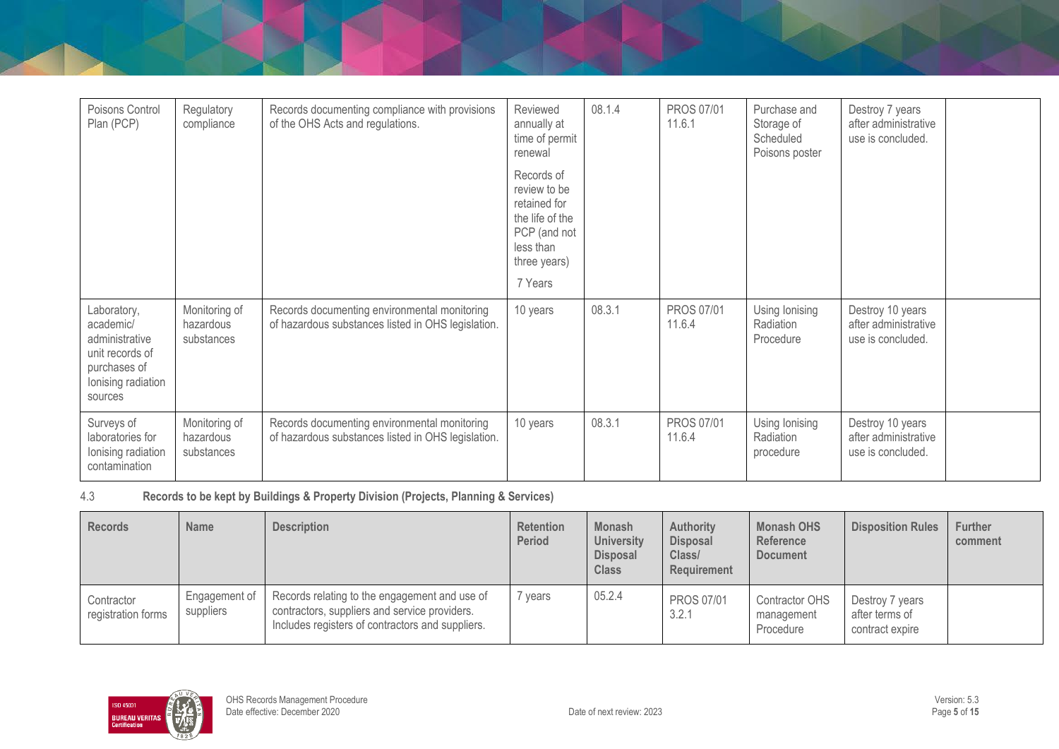| Poisons Control Plan (PCP) | Regulatory compliance | Records documenting compliance with provisions of the OHS Acts and regulations. | Reviewed annually at time of permit renewal<br><br>Records of review to be retained for the life of the PCP (and not less than three years)<br><br>7 Years | 08.1.4 | PROS 07/01 11.6.1 | Purchase and Storage of Scheduled Poisons poster | Destroy 7 years after administrative use is concluded. | |
|---|---|---|---|---|---|---|---|---|
| Laboratory, academic/ administrative unit records of purchases of Ionising radiation sources | Monitoring of hazardous substances | Records documenting environmental monitoring of hazardous substances listed in OHS legislation. | 10 years | 08.3.1 | PROS 07/01 11.6.4 | Using Ionising Radiation Procedure | Destroy 10 years after administrative use is concluded. | |
| Surveys of laboratories for Ionising radiation contamination | Monitoring of hazardous substances | Records documenting environmental monitoring of hazardous substances listed in OHS legislation. | 10 years | 08.3.1 | PROS 07/01 11.6.4 | Using Ionising Radiation procedure | Destroy 10 years after administrative use is concluded. | |

### 4.3 Records to be kept by Buildings & Property Division (Projects, Planning & Services)

| Records | Name | Description | Retention Period | Monash University Disposal Class | Authority Disposal Class/ Requirement | Monash OHS Reference Document | Disposition Rules | Further comment |
|---|---|---|---|---|---|---|---|---|
| Contractor registration forms | Engagement of suppliers | Records relating to the engagement and use of contractors, suppliers and service providers. Includes registers of contractors and suppliers. | 7 years | 05.2.4 | PROS 07/01 3.2.1 | Contractor OHS management Procedure | Destroy 7 years after terms of contract expire | |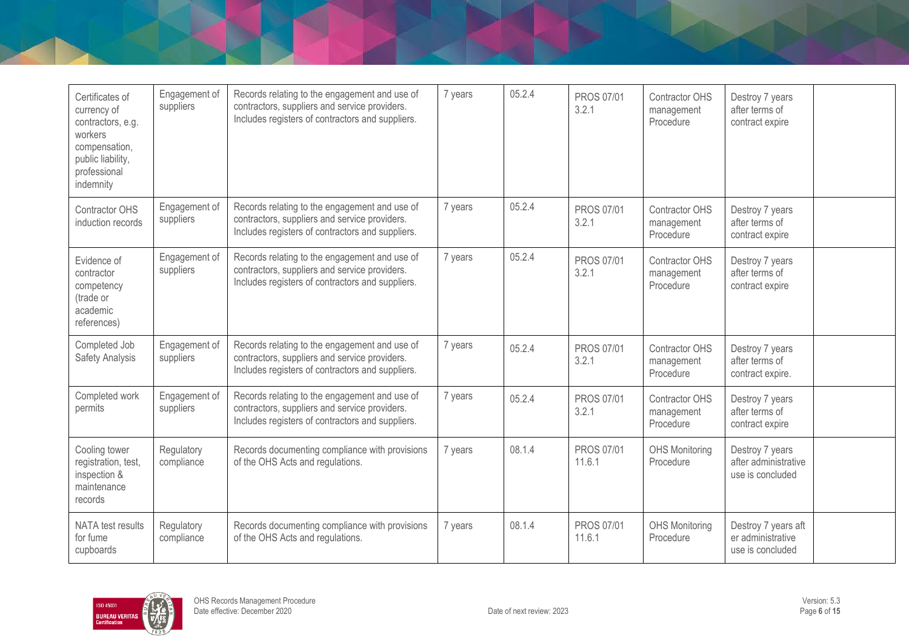| | | | | | | | | |
|---|---|---|---|---|---|---|---|---|
| Certificates of currency of contractors, e.g. workers compensation, public liability, professional indemnity | Engagement of suppliers | Records relating to the engagement and use of contractors, suppliers and service providers. Includes registers of contractors and suppliers. | 7 years | 05.2.4 | PROS 07/01 3.2.1 | Contractor OHS management Procedure | Destroy 7 years after terms of contract expire | |
| Contractor OHS induction records | Engagement of suppliers | Records relating to the engagement and use of contractors, suppliers and service providers. Includes registers of contractors and suppliers. | 7 years | 05.2.4 | PROS 07/01 3.2.1 | Contractor OHS management Procedure | Destroy 7 years after terms of contract expire | |
| Evidence of contractor competency (trade or academic references) | Engagement of suppliers | Records relating to the engagement and use of contractors, suppliers and service providers. Includes registers of contractors and suppliers. | 7 years | 05.2.4 | PROS 07/01 3.2.1 | Contractor OHS management Procedure | Destroy 7 years after terms of contract expire | |
| Completed Job Safety Analysis | Engagement of suppliers | Records relating to the engagement and use of contractors, suppliers and service providers. Includes registers of contractors and suppliers. | 7 years | 05.2.4 | PROS 07/01 3.2.1 | Contractor OHS management Procedure | Destroy 7 years after terms of contract expire. | |
| Completed work permits | Engagement of suppliers | Records relating to the engagement and use of contractors, suppliers and service providers. Includes registers of contractors and suppliers. | 7 years | 05.2.4 | PROS 07/01 3.2.1 | Contractor OHS management Procedure | Destroy 7 years after terms of contract expire | |
| Cooling tower registration, test, inspection & maintenance records | Regulatory compliance | Records documenting compliance with provisions of the OHS Acts and regulations. | 7 years | 08.1.4 | PROS 07/01 11.6.1 | OHS Monitoring Procedure | Destroy 7 years after administrative use is concluded | |
| NATA test results for fume cupboards | Regulatory compliance | Records documenting compliance with provisions of the OHS Acts and regulations. | 7 years | 08.1.4 | PROS 07/01 11.6.1 | OHS Monitoring Procedure | Destroy 7 years aft er administrative use is concluded | |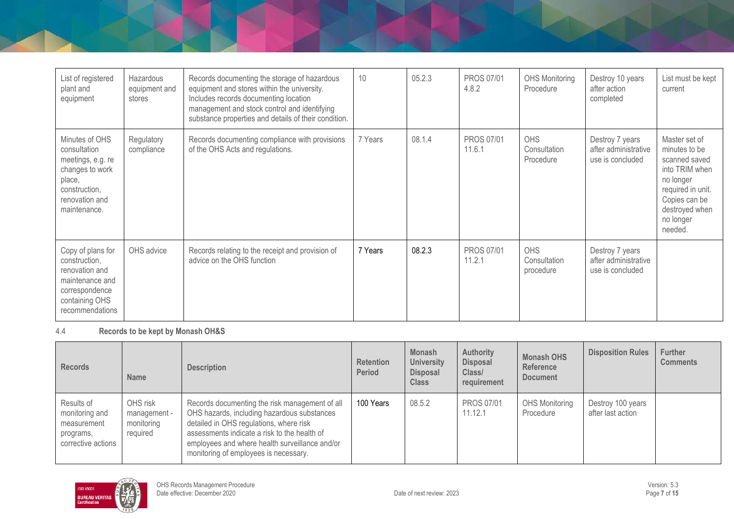| | | | | | | | | |
|---|---|---|---|---|---|---|---|---|
| List of registered plant and equipment | Hazardous equipment and stores | Records documenting the storage of hazardous equipment and stores within the university. Includes records documenting location management and stock control and identifying substance properties and details of their condition. | 10 | 05.2.3 | PROS 07/01 4.8.2 | OHS Monitoring Procedure | Destroy 10 years after action completed | List must be kept current |
| Minutes of OHS consultation meetings, e.g. re changes to work place, construction, renovation and maintenance. | Regulatory compliance | Records documenting compliance with provisions of the OHS Acts and regulations. | 7 Years | 08.1.4 | PROS 07/01 11.6.1 | OHS Consultation Procedure | Destroy 7 years after administrative use is concluded | Master set of minutes to be scanned saved into TRIM when no longer required in unit. Copies can be destroyed when no longer needed. |
| Copy of plans for construction, renovation and maintenance and correspondence containing OHS recommendations | OHS advice | Records relating to the receipt and provision of advice on the OHS function | 7 Years | 08.2.3 | PROS 07/01 11.2.1 | OHS Consultation procedure | Destroy 7 years after administrative use is concluded | |

4.4 **Records to be kept by Monash OH&S**

| Records | Name | Description | Retention Period | Monash University Disposal Class | Authority Disposal Class/ requirement | Monash OHS Reference Document | Disposition Rules | Further Comments |
|---|---|---|---|---|---|---|---|---|
| Results of monitoring and measurement programs, corrective actions | OHS risk management - monitoring required | Records documenting the risk management of all OHS hazards, including hazardous substances detailed in OHS regulations, where risk assessments indicate a risk to the health of employees and where health surveillance and/or monitoring of employees is necessary. | 100 Years | 08.5.2 | PROS 07/01 11.12.1 | OHS Monitoring Procedure | Destroy 100 years after last action | |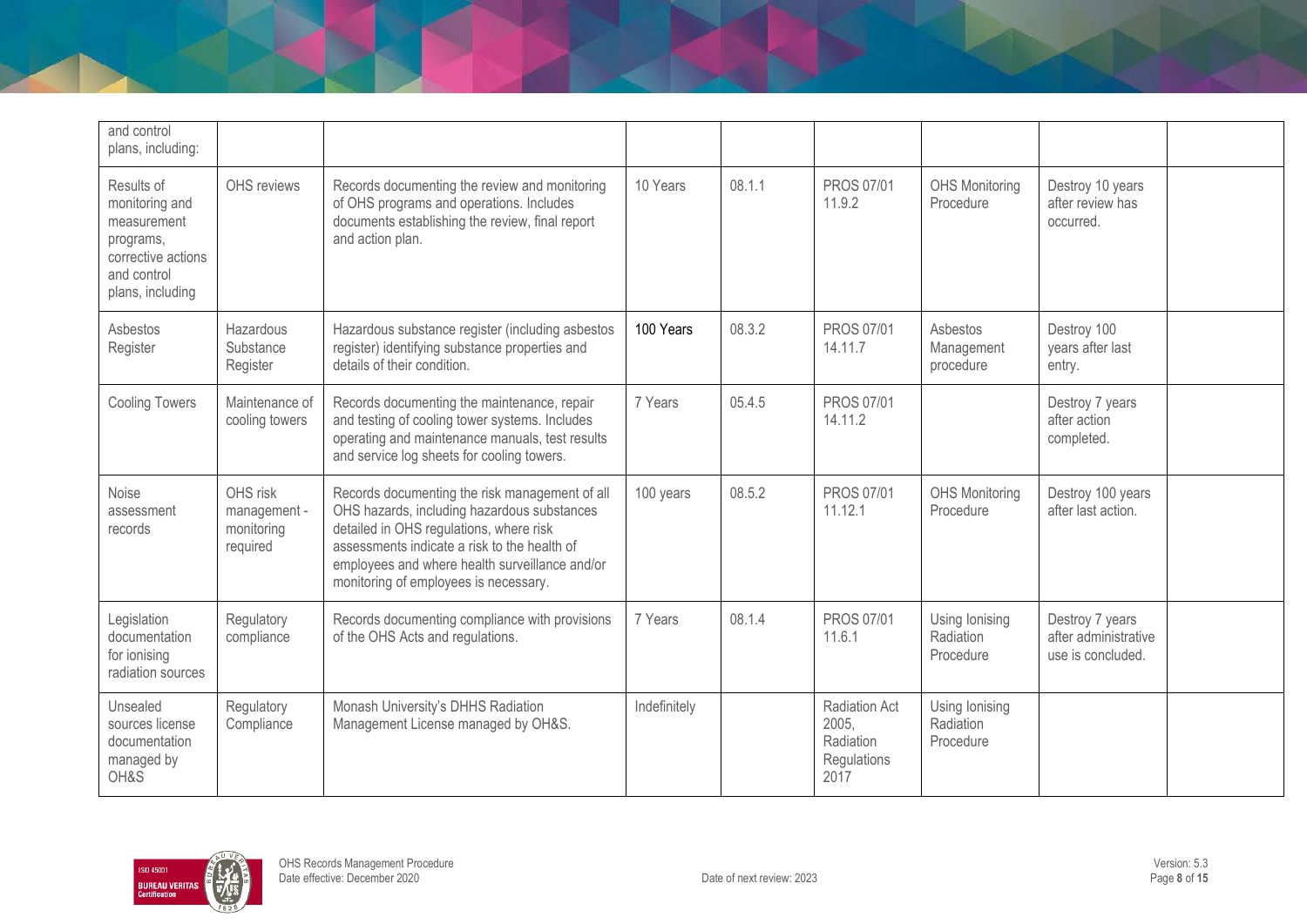| | | | | | | | | |
|---|---|---|---|---|---|---|---|---|
| and control plans, including: | | | | | | | | |
| Results of monitoring and measurement programs, corrective actions and control plans, including | OHS reviews | Records documenting the review and monitoring of OHS programs and operations. Includes documents establishing the review, final report and action plan. | 10 Years | 08.1.1 | PROS 07/01 11.9.2 | OHS Monitoring Procedure | Destroy 10 years after review has occurred. | |
| Asbestos Register | Hazardous Substance Register | Hazardous substance register (including asbestos register) identifying substance properties and details of their condition. | 100 Years | 08.3.2 | PROS 07/01 14.11.7 | Asbestos Management procedure | Destroy 100 years after last entry. | |
| Cooling Towers | Maintenance of cooling towers | Records documenting the maintenance, repair and testing of cooling tower systems. Includes operating and maintenance manuals, test results and service log sheets for cooling towers. | 7 Years | 05.4.5 | PROS 07/01 14.11.2 | | Destroy 7 years after action completed. | |
| Noise assessment records | OHS risk management - monitoring required | Records documenting the risk management of all OHS hazards, including hazardous substances detailed in OHS regulations, where risk assessments indicate a risk to the health of employees and where health surveillance and/or monitoring of employees is necessary. | 100 years | 08.5.2 | PROS 07/01 11.12.1 | OHS Monitoring Procedure | Destroy 100 years after last action. | |
| Legislation documentation for ionising radiation sources | Regulatory compliance | Records documenting compliance with provisions of the OHS Acts and regulations. | 7 Years | 08.1.4 | PROS 07/01 11.6.1 | Using Ionising Radiation Procedure | Destroy 7 years after administrative use is concluded. | |
| Unsealed sources license documentation managed by OH&S | Regulatory Compliance | Monash University's DHHS Radiation Management License managed by OH&S. | Indefinitely | | Radiation Act 2005, Radiation Regulations 2017 | Using Ionising Radiation Procedure | | |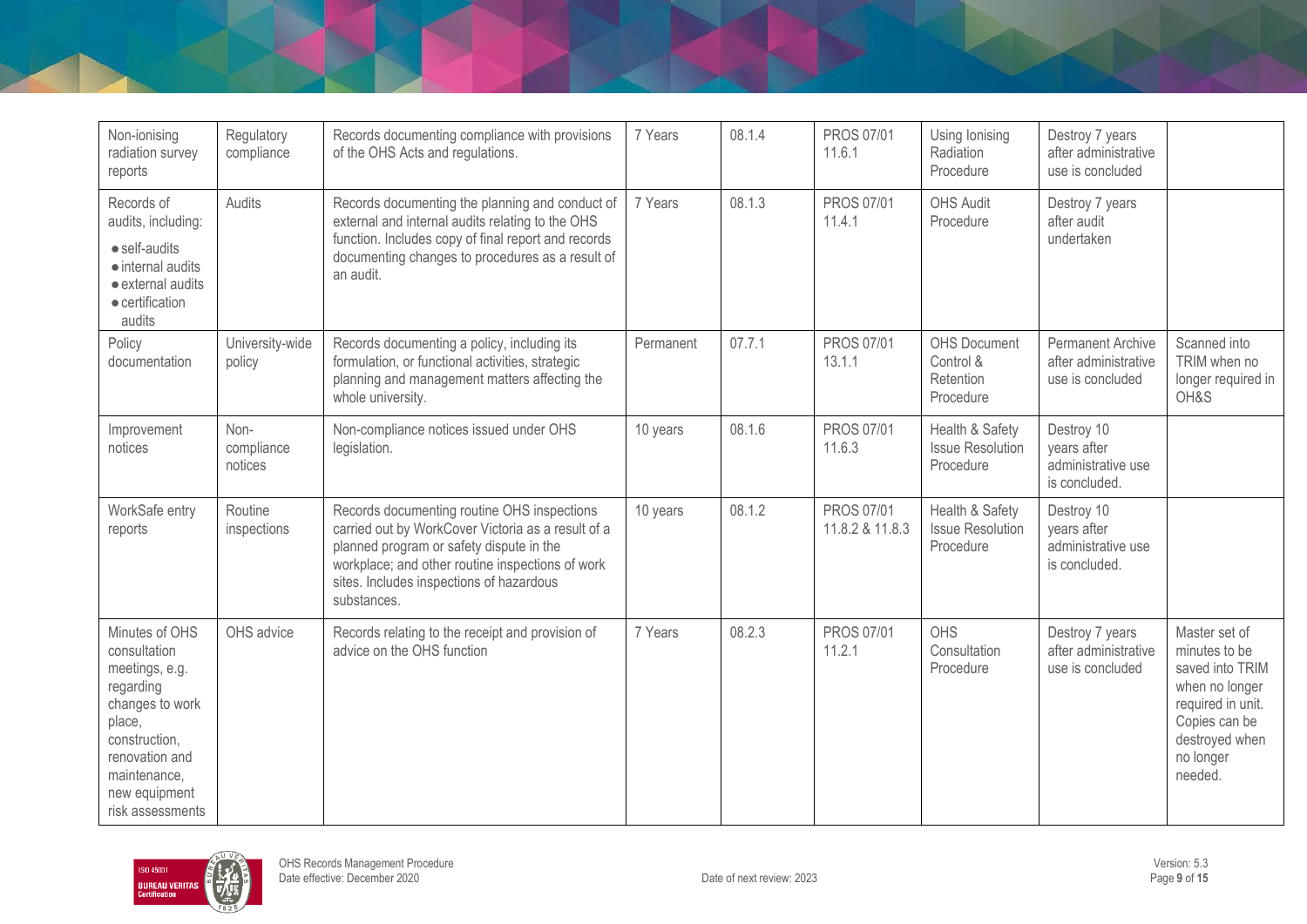| Non-ionising radiation survey reports | Regulatory compliance | Records documenting compliance with provisions of the OHS Acts and regulations. | 7 Years | 08.1.4 | PROS 07/01 11.6.1 | Using Ionising Radiation Procedure | Destroy 7 years after administrative use is concluded | |
|---|---|---|---|---|---|---|---|---|
| Records of audits, including: <br>● self-audits <br>● internal audits <br>● external audits <br>● certification audits | Audits | Records documenting the planning and conduct of external and internal audits relating to the OHS function. Includes copy of final report and records documenting changes to procedures as a result of an audit. | 7 Years | 08.1.3 | PROS 07/01 11.4.1 | OHS Audit Procedure | Destroy 7 years after audit undertaken | |
| Policy documentation | University-wide policy | Records documenting a policy, including its formulation, or functional activities, strategic planning and management matters affecting the whole university. | Permanent | 07.7.1 | PROS 07/01 13.1.1 | OHS Document Control & Retention Procedure | Permanent Archive after administrative use is concluded | Scanned into TRIM when no longer required in OH&S |
| Improvement notices | Non-compliance notices | Non-compliance notices issued under OHS legislation. | 10 years | 08.1.6 | PROS 07/01 11.6.3 | Health & Safety Issue Resolution Procedure | Destroy 10 years after administrative use is concluded. | |
| WorkSafe entry reports | Routine inspections | Records documenting routine OHS inspections carried out by WorkCover Victoria as a result of a planned program or safety dispute in the workplace; and other routine inspections of work sites. Includes inspections of hazardous substances. | 10 years | 08.1.2 | PROS 07/01 11.8.2 & 11.8.3 | Health & Safety Issue Resolution Procedure | Destroy 10 years after administrative use is concluded. | |
| Minutes of OHS consultation meetings, e.g. regarding changes to work place, construction, renovation and maintenance, new equipment risk assessments | OHS advice | Records relating to the receipt and provision of advice on the OHS function | 7 Years | 08.2.3 | PROS 07/01 11.2.1 | OHS Consultation Procedure | Destroy 7 years after administrative use is concluded | Master set of minutes to be saved into TRIM when no longer required in unit. Copies can be destroyed when no longer needed. |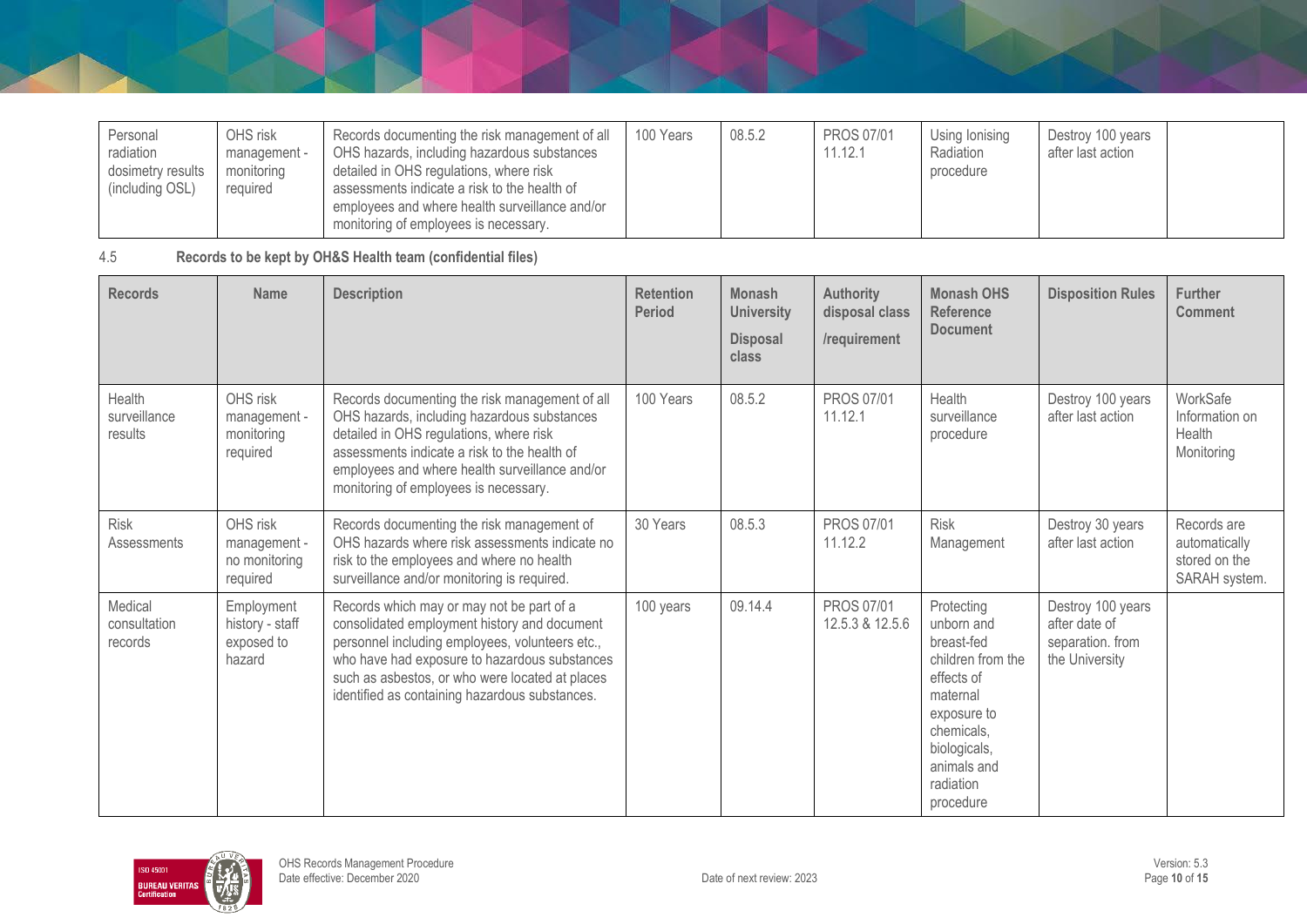| Personal radiation dosimetry results (including OSL) | OHS risk management - monitoring required | Records documenting the risk management of all OHS hazards, including hazardous substances detailed in OHS regulations, where risk assessments indicate a risk to the health of employees and where health surveillance and/or monitoring of employees is necessary. | 100 Years | 08.5.2 | PROS 07/01 11.12.1 | Using Ionising Radiation procedure | Destroy 100 years after last action | |
|---|---|---|---|---|---|---|---|---|

4.5 **Records to be kept by OH&S Health team (confidential files)**

| Records | Name | Description | Retention Period | Monash University Disposal class | Authority disposal class /requirement | Monash OHS Reference Document | Disposition Rules | Further Comment |
|---|---|---|---|---|---|---|---|---|
| Health surveillance results | OHS risk management - monitoring required | Records documenting the risk management of all OHS hazards, including hazardous substances detailed in OHS regulations, where risk assessments indicate a risk to the health of employees and where health surveillance and/or monitoring of employees is necessary. | 100 Years | 08.5.2 | PROS 07/01 11.12.1 | Health surveillance procedure | Destroy 100 years after last action | WorkSafe Information on Health Monitoring |
| Risk Assessments | OHS risk management - no monitoring required | Records documenting the risk management of OHS hazards where risk assessments indicate no risk to the employees and where no health surveillance and/or monitoring is required. | 30 Years | 08.5.3 | PROS 07/01 11.12.2 | Risk Management | Destroy 30 years after last action | Records are automatically stored on the SARAH system. |
| Medical consultation records | Employment history - staff exposed to hazard | Records which may or may not be part of a consolidated employment history and document personnel including employees, volunteers etc., who have had exposure to hazardous substances such as asbestos, or who were located at places identified as containing hazardous substances. | 100 years | 09.14.4 | PROS 07/01 12.5.3 & 12.5.6 | Protecting unborn and breast-fed children from the effects of maternal exposure to chemicals, biologicals, animals and radiation procedure | Destroy 100 years after date of separation. from the University | |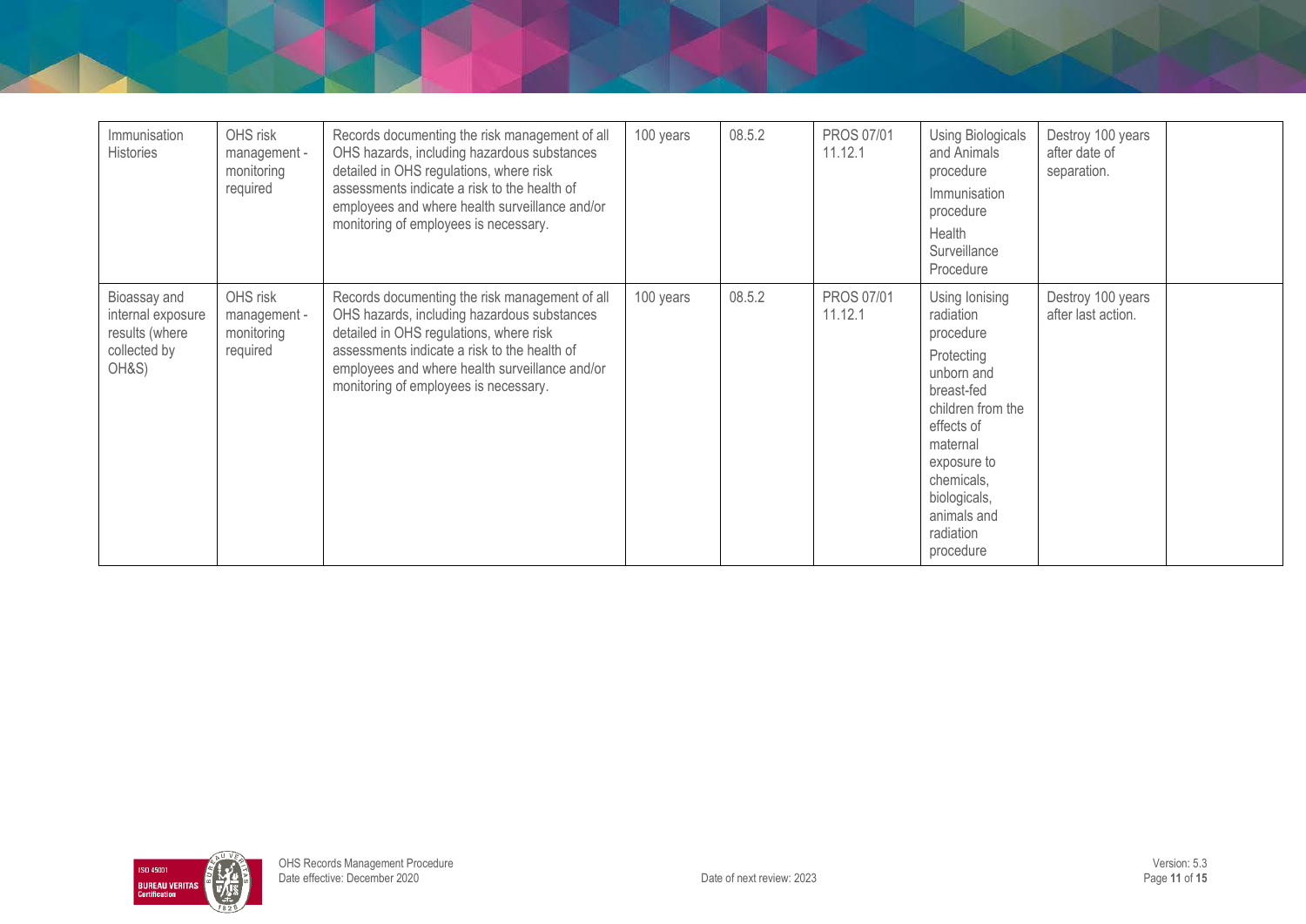| | | | | | | | | |
|---|---|---|---|---|---|---|---|---|
| Immunisation Histories | OHS risk management - monitoring required | Records documenting the risk management of all OHS hazards, including hazardous substances detailed in OHS regulations, where risk assessments indicate a risk to the health of employees and where health surveillance and/or monitoring of employees is necessary. | 100 years | 08.5.2 | PROS 07/01 11.12.1 | Using Biologicals and Animals procedure<br>Immunisation procedure<br>Health Surveillance Procedure | Destroy 100 years after date of separation. | |
| Bioassay and internal exposure results (where collected by OH&S) | OHS risk management - monitoring required | Records documenting the risk management of all OHS hazards, including hazardous substances detailed in OHS regulations, where risk assessments indicate a risk to the health of employees and where health surveillance and/or monitoring of employees is necessary. | 100 years | 08.5.2 | PROS 07/01 11.12.1 | Using Ionising radiation procedure<br>Protecting unborn and breast-fed children from the effects of maternal exposure to chemicals, biologicals, animals and radiation procedure | Destroy 100 years after last action. | |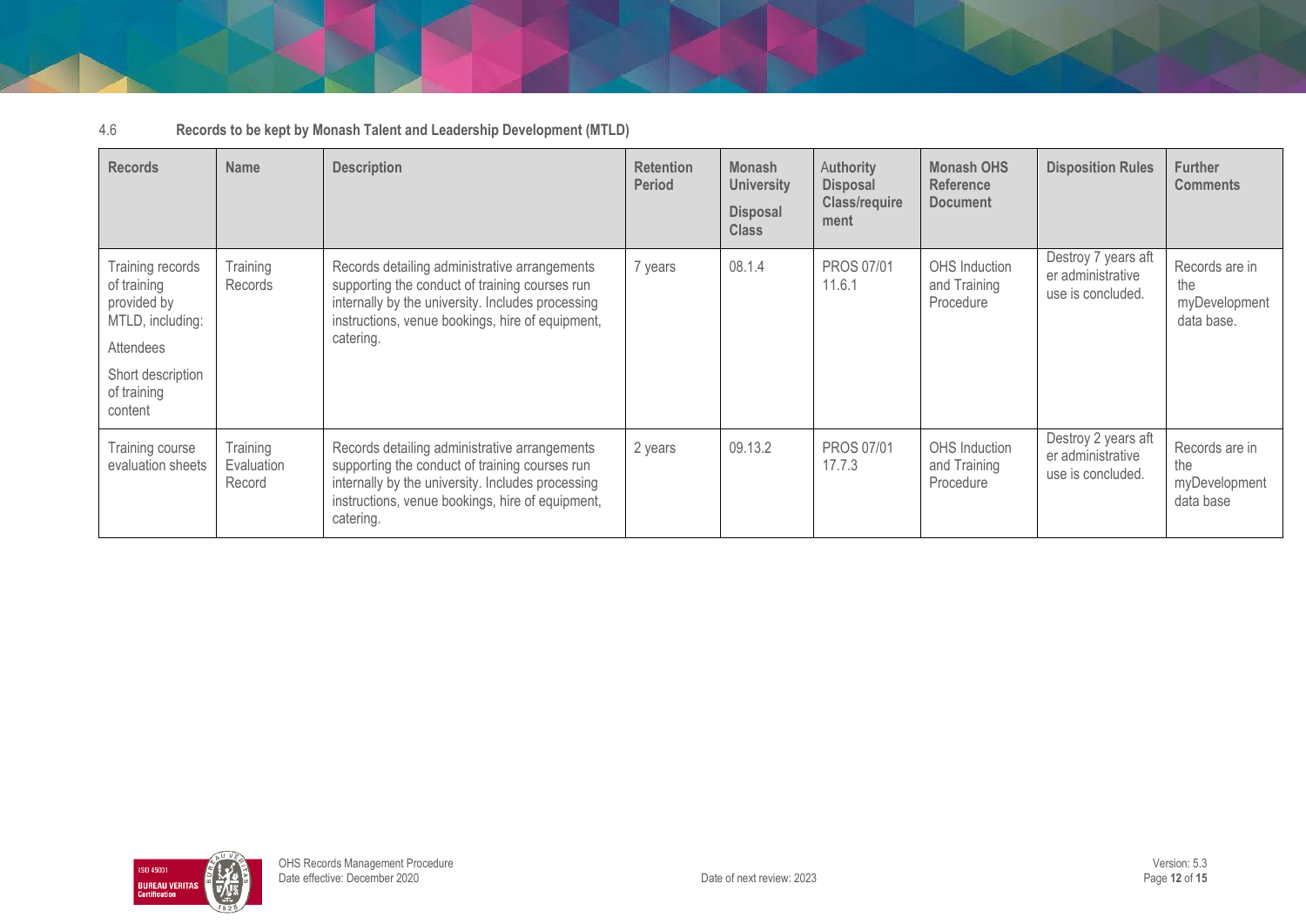4.6 **Records to be kept by Monash Talent and Leadership Development (MTLD)**

| Records | Name | Description | Retention Period | Monash University Disposal Class | Authority Disposal Class/requirement | Monash OHS Reference Document | Disposition Rules | Further Comments |
|---|---|---|---|---|---|---|---|---|
| Training records of training provided by MTLD, including: Attendees Short description of training content | Training Records | Records detailing administrative arrangements supporting the conduct of training courses run internally by the university. Includes processing instructions, venue bookings, hire of equipment, catering. | 7 years | 08.1.4 | PROS 07/01 11.6.1 | OHS Induction and Training Procedure | Destroy 7 years after administrative use is concluded. | Records are in the myDevelopment data base. |
| Training course evaluation sheets | Training Evaluation Record | Records detailing administrative arrangements supporting the conduct of training courses run internally by the university. Includes processing instructions, venue bookings, hire of equipment, catering. | 2 years | 09.13.2 | PROS 07/01 17.7.3 | OHS Induction and Training Procedure | Destroy 2 years after administrative use is concluded. | Records are in the myDevelopment data base |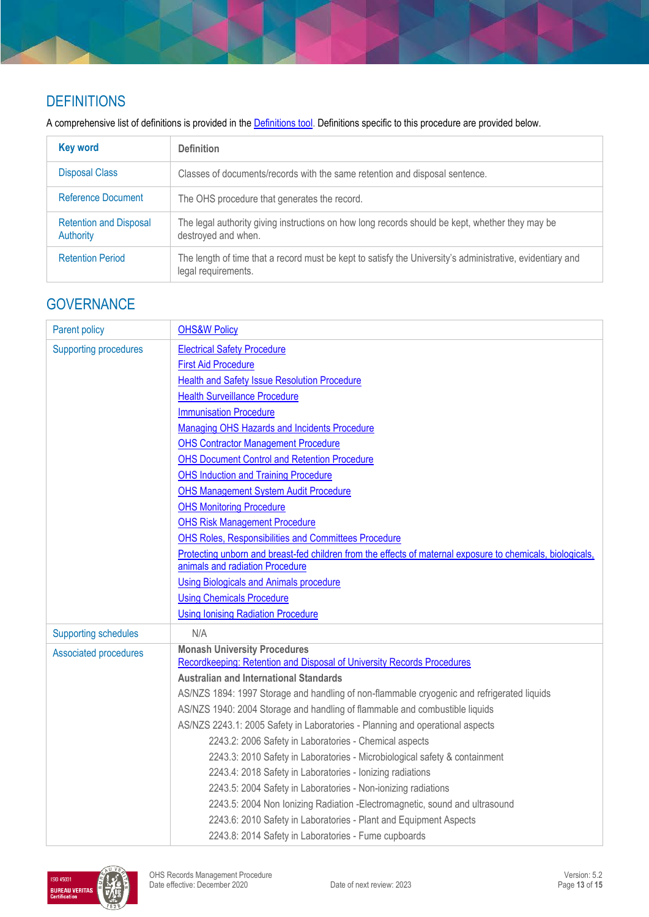## DEFINITIONS

A comprehensive list of definitions is provided in the Definitions tool. Definitions specific to this procedure are provided below.

| Key word | Definition |
|---|---|
| Disposal Class | Classes of documents/records with the same retention and disposal sentence. |
| Reference Document | The OHS procedure that generates the record. |
| Retention and Disposal Authority | The legal authority giving instructions on how long records should be kept, whether they may be destroyed and when. |
| Retention Period | The length of time that a record must be kept to satisfy the University's administrative, evidentiary and legal requirements. |

## GOVERNANCE

| | |
|---|---|
| Parent policy | OHS&W Policy |
| Supporting procedures | Electrical Safety Procedure<br>First Aid Procedure<br>Health and Safety Issue Resolution Procedure<br>Health Surveillance Procedure<br>Immunisation Procedure<br>Managing OHS Hazards and Incidents Procedure<br>OHS Contractor Management Procedure<br>OHS Document Control and Retention Procedure<br>OHS Induction and Training Procedure<br>OHS Management System Audit Procedure<br>OHS Monitoring Procedure<br>OHS Risk Management Procedure<br>OHS Roles, Responsibilities and Committees Procedure<br>Protecting unborn and breast-fed children from the effects of maternal exposure to chemicals, biologicals, animals and radiation Procedure<br>Using Biologicals and Animals procedure<br>Using Chemicals Procedure<br>Using Ionising Radiation Procedure |
| Supporting schedules | N/A |
| Associated procedures | **Monash University Procedures**<br>Recordkeeping: Retention and Disposal of University Records Procedures<br>**Australian and International Standards**<br>AS/NZS 1894: 1997 Storage and handling of non-flammable cryogenic and refrigerated liquids<br>AS/NZS 1940: 2004 Storage and handling of flammable and combustible liquids<br>AS/NZS 2243.1: 2005 Safety in Laboratories - Planning and operational aspects<br>2243.2: 2006 Safety in Laboratories - Chemical aspects<br>2243.3: 2010 Safety in Laboratories - Microbiological safety & containment<br>2243.4: 2018 Safety in Laboratories - Ionizing radiations<br>2243.5: 2004 Safety in Laboratories - Non-ionizing radiations<br>2243.5: 2004 Non Ionizing Radiation -Electromagnetic, sound and ultrasound<br>2243.6: 2010 Safety in Laboratories - Plant and Equipment Aspects<br>2243.8: 2014 Safety in Laboratories - Fume cupboards |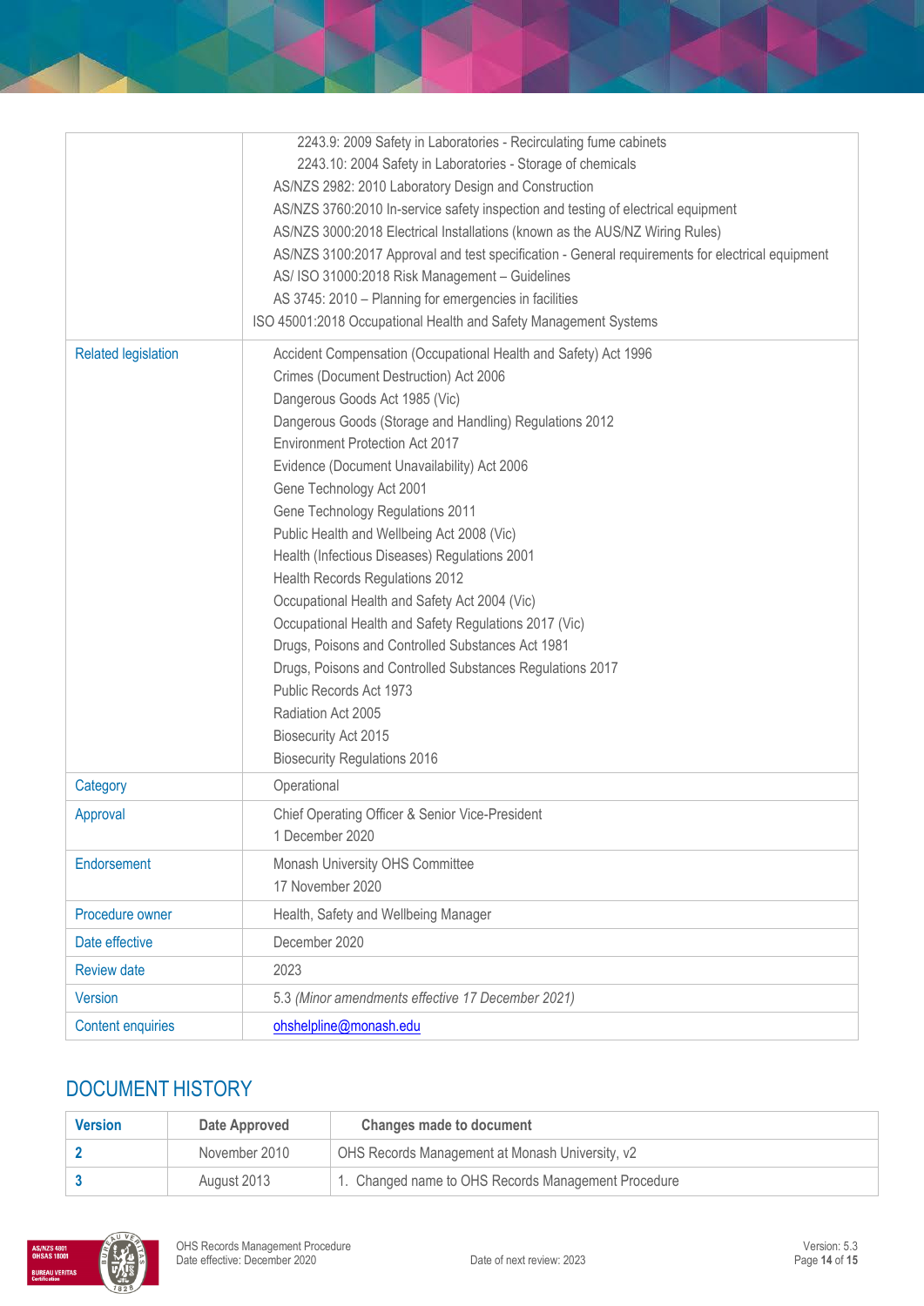| | |
|---|---|
| | 2243.9: 2009 Safety in Laboratories - Recirculating fume cabinets<br>2243.10: 2004 Safety in Laboratories - Storage of chemicals<br>AS/NZS 2982: 2010 Laboratory Design and Construction<br>AS/NZS 3760:2010 In-service safety inspection and testing of electrical equipment<br>AS/NZS 3000:2018 Electrical Installations (known as the AUS/NZ Wiring Rules)<br>AS/NZS 3100:2017 Approval and test specification - General requirements for electrical equipment<br>AS/ ISO 31000:2018 Risk Management – Guidelines<br>AS 3745: 2010 – Planning for emergencies in facilities<br>ISO 45001:2018 Occupational Health and Safety Management Systems |
| Related legislation | Accident Compensation (Occupational Health and Safety) Act 1996<br>Crimes (Document Destruction) Act 2006<br>Dangerous Goods Act 1985 (Vic)<br>Dangerous Goods (Storage and Handling) Regulations 2012<br>Environment Protection Act 2017<br>Evidence (Document Unavailability) Act 2006<br>Gene Technology Act 2001<br>Gene Technology Regulations 2011<br>Public Health and Wellbeing Act 2008 (Vic)<br>Health (Infectious Diseases) Regulations 2001<br>Health Records Regulations 2012<br>Occupational Health and Safety Act 2004 (Vic)<br>Occupational Health and Safety Regulations 2017 (Vic)<br>Drugs, Poisons and Controlled Substances Act 1981<br>Drugs, Poisons and Controlled Substances Regulations 2017<br>Public Records Act 1973<br>Radiation Act 2005<br>Biosecurity Act 2015<br>Biosecurity Regulations 2016 |
| Category | Operational |
| Approval | Chief Operating Officer & Senior Vice-President<br>1 December 2020 |
| Endorsement | Monash University OHS Committee<br>17 November 2020 |
| Procedure owner | Health, Safety and Wellbeing Manager |
| Date effective | December 2020 |
| Review date | 2023 |
| Version | 5.3 *(Minor amendments effective 17 December 2021)* |
| Content enquiries | ohshelpline@monash.edu |

## DOCUMENT HISTORY

| Version | Date Approved | Changes made to document |
|---|---|---|
| 2 | November 2010 | OHS Records Management at Monash University, v2 |
| 3 | August 2013 | 1. Changed name to OHS Records Management Procedure |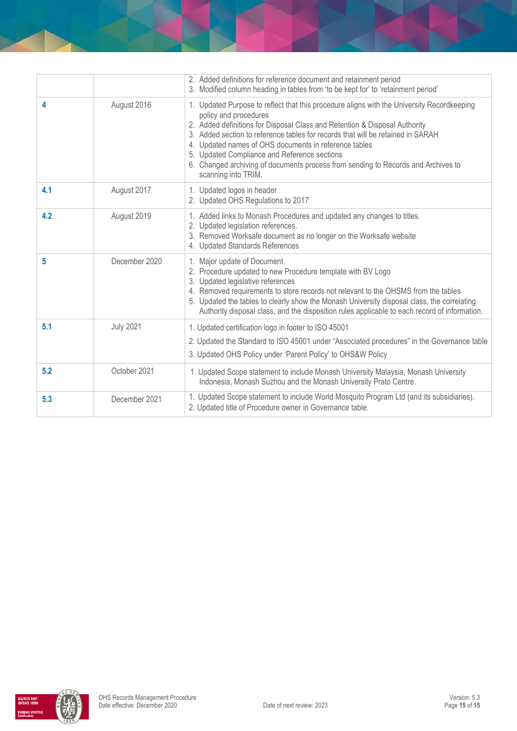| | | |
|---|---|---|
| | | 2. Added definitions for reference document and retainment period<br>3. Modified column heading in tables from 'to be kept for' to 'retainment period' |
| **4** | August 2016 | 1. Updated Purpose to reflect that this procedure aligns with the University Recordkeeping policy and procedures<br>2. Added definitions for Disposal Class and Retention & Disposal Authority<br>3. Added section to reference tables for records that will be retained in SARAH<br>4. Updated names of OHS documents in reference tables<br>5. Updated Compliance and Reference sections<br>6. Changed archiving of documents process from sending to Records and Archives to scanning into TRIM. |
| **4.1** | August 2017 | 1. Updated logos in header<br>2. Updated OHS Regulations to 2017 |
| **4.2** | August 2019 | 1. Added links to Monash Procedures and updated any changes to titles.<br>2. Updated legislation references.<br>3. Removed Worksafe document as no longer on the Worksafe website<br>4. Updated Standards References |
| **5** | December 2020 | 1. Major update of Document<br>2. Procedure updated to new Procedure template with BV Logo<br>3. Updated legislative references<br>4. Removed requirements to store records not relevant to the OHSMS from the tables<br>5. Updated the tables to clearly show the Monash University disposal class, the correlating Authority disposal class, and the disposition rules applicable to each record of information. |
| **5.1** | July 2021 | 1. Updated certification logo in footer to ISO 45001<br>2. Updated the Standard to ISO 45001 under "Associated procedures" in the Governance table<br>3. Updated OHS Policy under 'Parent Policy' to OHS&W Policy |
| **5.2** | October 2021 | 1. Updated Scope statement to include Monash University Malaysia, Monash University Indonesia, Monash Suzhou and the Monash University Prato Centre. |
| **5.3** | December 2021 | 1. Updated Scope statement to include World Mosquito Program Ltd (and its subsidiaries).<br>2. Updated title of Procedure owner in Governance table. |